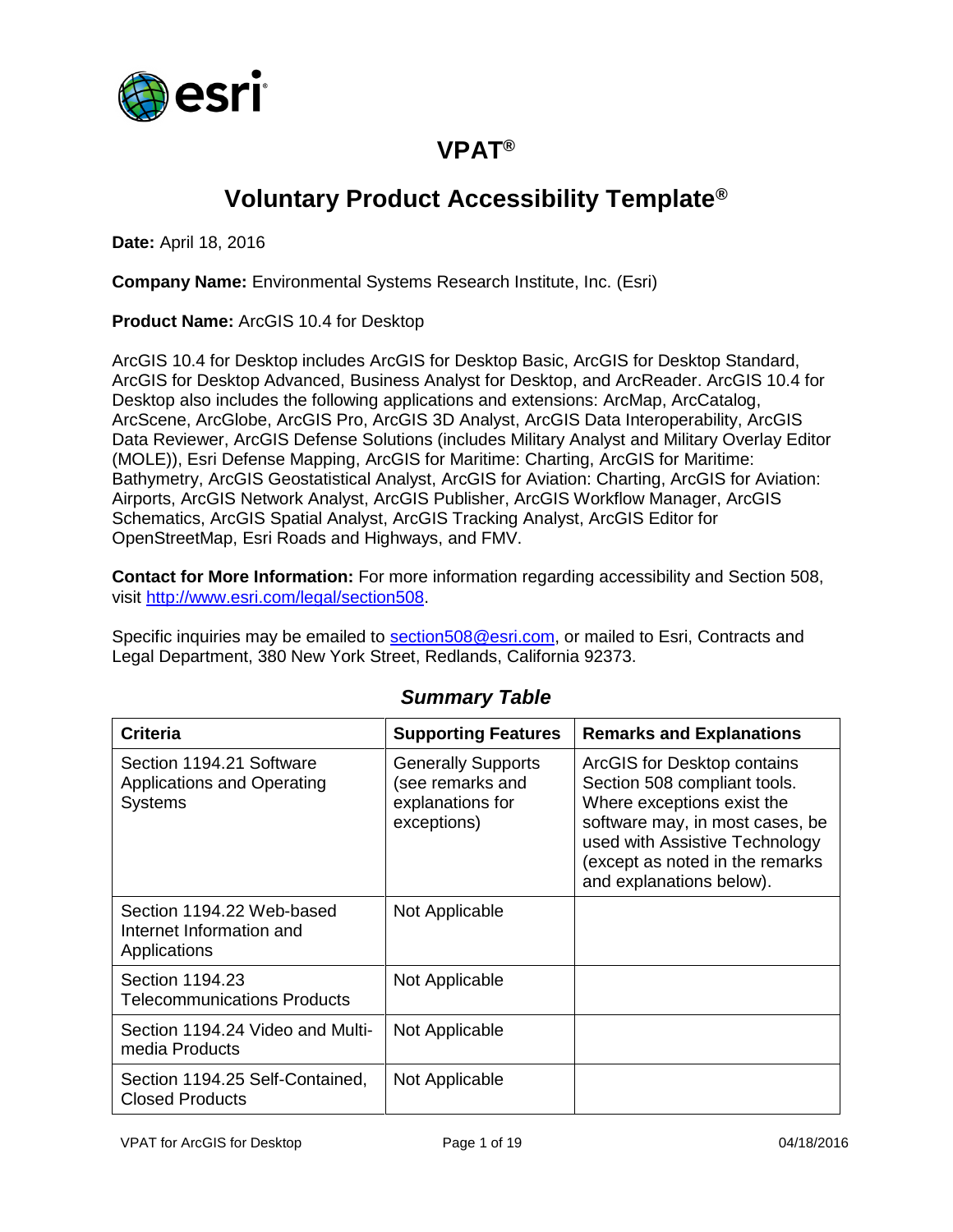# VPAT®

# Voluntary Product Accessibility Template®

**Date:** April 18, 2016

**Company Name:** Environmental Systems Research Institute, Inc. (Esri)

**Product Name:** ArcGIS 10.4 for Desktop

ArcGIS 10.4 for Desktop includes ArcGIS for Desktop Basic, ArcGIS for Desktop Standard, ArcGIS for Desktop Advanced, Business Analyst for Desktop, and ArcReader. ArcGIS 10.4 for Desktop also includes the following applications and extensions: ArcMap, ArcCatalog, ArcScene, ArcGlobe, ArcGIS Pro, ArcGIS 3D Analyst, ArcGIS Data Interoperability, ArcGIS Data Reviewer, ArcGIS Defense Solutions (includes Military Analyst and Military Overlay Editor (MOLE)), Esri Defense Mapping, ArcGIS for Maritime: Charting, ArcGIS for Maritime: Bathymetry, ArcGIS Geostatistical Analyst, ArcGIS for Aviation: Charting, ArcGIS for Aviation: Airports, ArcGIS Network Analyst, ArcGIS Publisher, ArcGIS Workflow Manager, ArcGIS Schematics, ArcGIS Spatial Analyst, ArcGIS Tracking Analyst, ArcGIS Editor for OpenStreetMap, Esri Roads and Highways, and FMV.

**Contact for More Information:** For more information regarding accessibility and Section 508, visit [http://www.esri.com/legal/section508](http://www.esri.com/legal/section508).

Specific inquiries may be emailed to [section508@esri.com](mailto:section508@esri.com), or mailed to Esri, Contracts and Legal Department, 380 New York Street, Redlands, California 92373.

### *Summary Table*

| Criteria | Supporting Features | Remarks and Explanations |
| --- | --- | --- |
| Section 1194.21 Software Applications and Operating Systems | Generally Supports (see remarks and explanations for exceptions) | ArcGIS for Desktop contains Section 508 compliant tools. Where exceptions exist the software may, in most cases, be used with Assistive Technology (except as noted in the remarks and explanations below). |
| Section 1194.22 Web-based Internet Information and Applications | Not Applicable | |
| Section 1194.23 Telecommunications Products | Not Applicable | |
| Section 1194.24 Video and Multi-media Products | Not Applicable | |
| Section 1194.25 Self-Contained, Closed Products | Not Applicable | |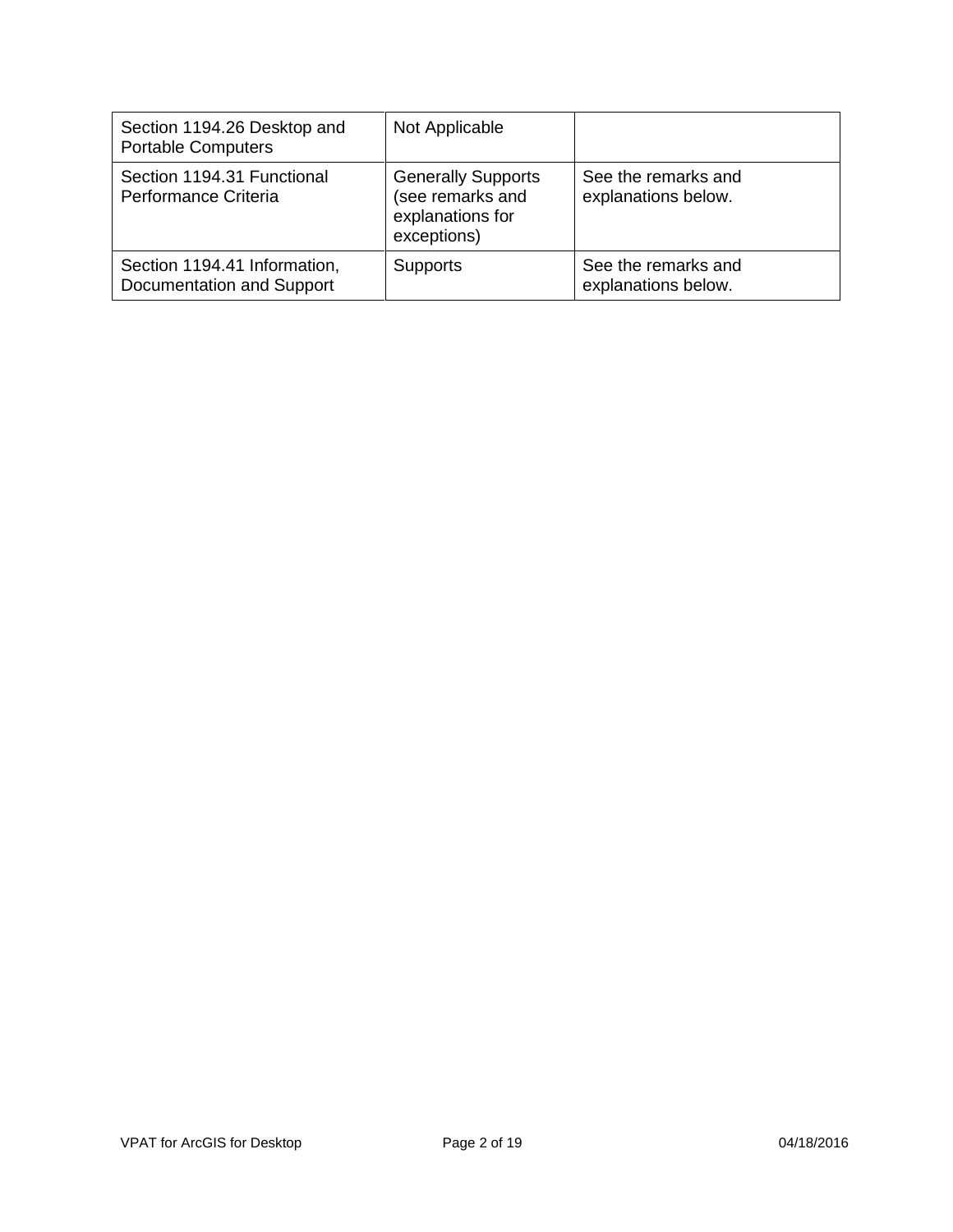| Section 1194.26 Desktop and Portable Computers | Not Applicable | |
|---|---|---|
| Section 1194.31 Functional Performance Criteria | Generally Supports (see remarks and explanations for exceptions) | See the remarks and explanations below. |
| Section 1194.41 Information, Documentation and Support | Supports | See the remarks and explanations below. |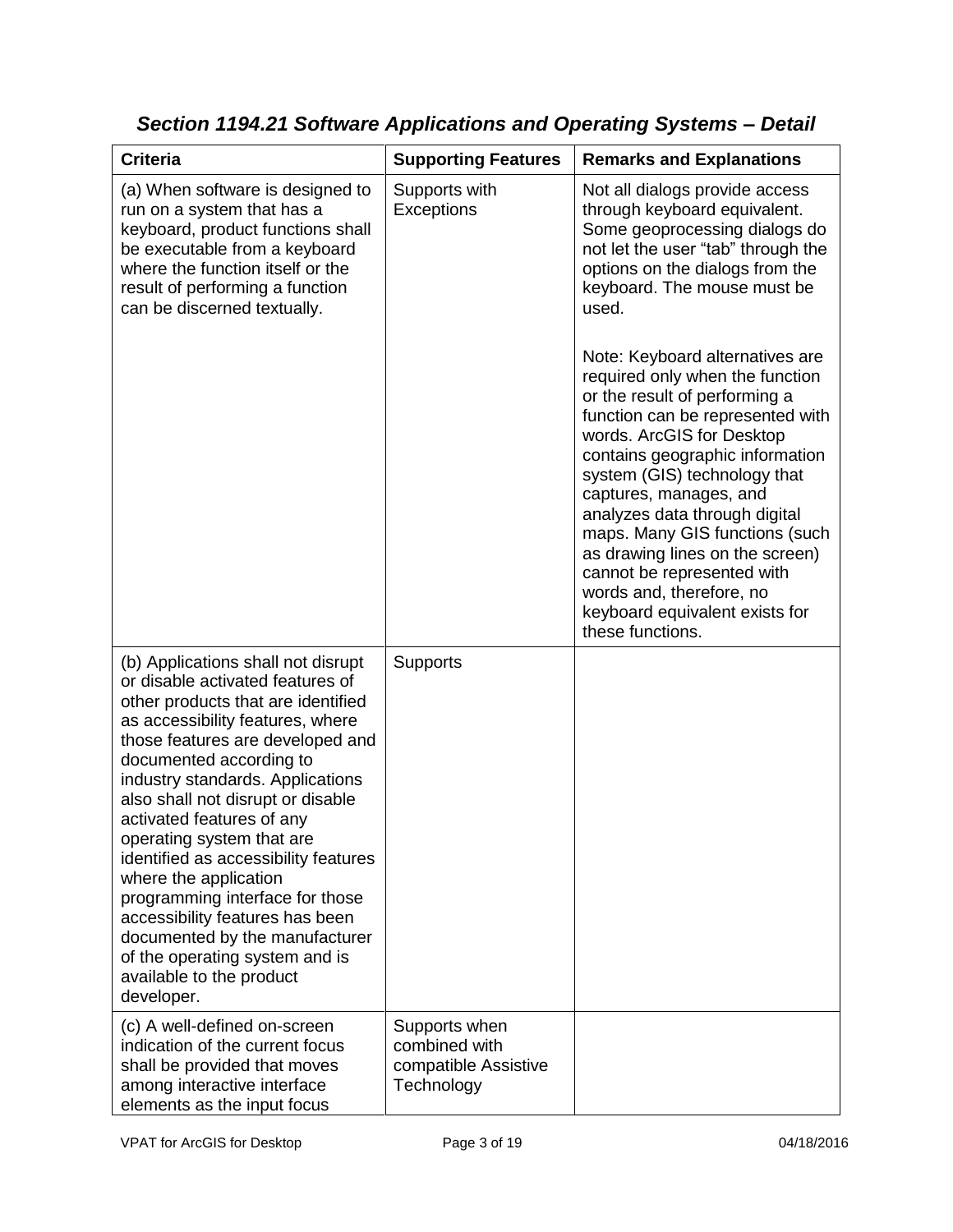## *Section 1194.21 Software Applications and Operating Systems – Detail*

| Criteria | Supporting Features | Remarks and Explanations |
| --- | --- | --- |
| (a) When software is designed to run on a system that has a keyboard, product functions shall be executable from a keyboard where the function itself or the result of performing a function can be discerned textually. | Supports with Exceptions | Not all dialogs provide access through keyboard equivalent. Some geoprocessing dialogs do not let the user "tab" through the options on the dialogs from the keyboard. The mouse must be used.<br><br>Note: Keyboard alternatives are required only when the function or the result of performing a function can be represented with words. ArcGIS for Desktop contains geographic information system (GIS) technology that captures, manages, and analyzes data through digital maps. Many GIS functions (such as drawing lines on the screen) cannot be represented with words and, therefore, no keyboard equivalent exists for these functions. |
| (b) Applications shall not disrupt or disable activated features of other products that are identified as accessibility features, where those features are developed and documented according to industry standards. Applications also shall not disrupt or disable activated features of any operating system that are identified as accessibility features where the application programming interface for those accessibility features has been documented by the manufacturer of the operating system and is available to the product developer. | Supports | |
| (c) A well-defined on-screen indication of the current focus shall be provided that moves among interactive interface elements as the input focus | Supports when combined with compatible Assistive Technology | |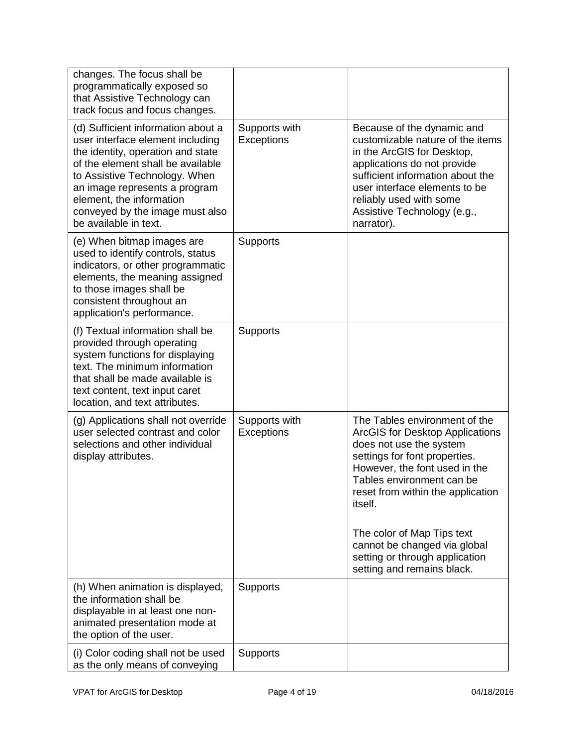| | | |
|---|---|---|
| changes. The focus shall be programmatically exposed so that Assistive Technology can track focus and focus changes. | | |
| (d) Sufficient information about a user interface element including the identity, operation and state of the element shall be available to Assistive Technology. When an image represents a program element, the information conveyed by the image must also be available in text. | Supports with Exceptions | Because of the dynamic and customizable nature of the items in the ArcGIS for Desktop, applications do not provide sufficient information about the user interface elements to be reliably used with some Assistive Technology (e.g., narrator). |
| (e) When bitmap images are used to identify controls, status indicators, or other programmatic elements, the meaning assigned to those images shall be consistent throughout an application's performance. | Supports | |
| (f) Textual information shall be provided through operating system functions for displaying text. The minimum information that shall be made available is text content, text input caret location, and text attributes. | Supports | |
| (g) Applications shall not override user selected contrast and color selections and other individual display attributes. | Supports with Exceptions | The Tables environment of the ArcGIS for Desktop Applications does not use the system settings for font properties. However, the font used in the Tables environment can be reset from within the application itself.<br><br>The color of Map Tips text cannot be changed via global setting or through application setting and remains black. |
| (h) When animation is displayed, the information shall be displayable in at least one non-animated presentation mode at the option of the user. | Supports | |
| (i) Color coding shall not be used as the only means of conveying | Supports | |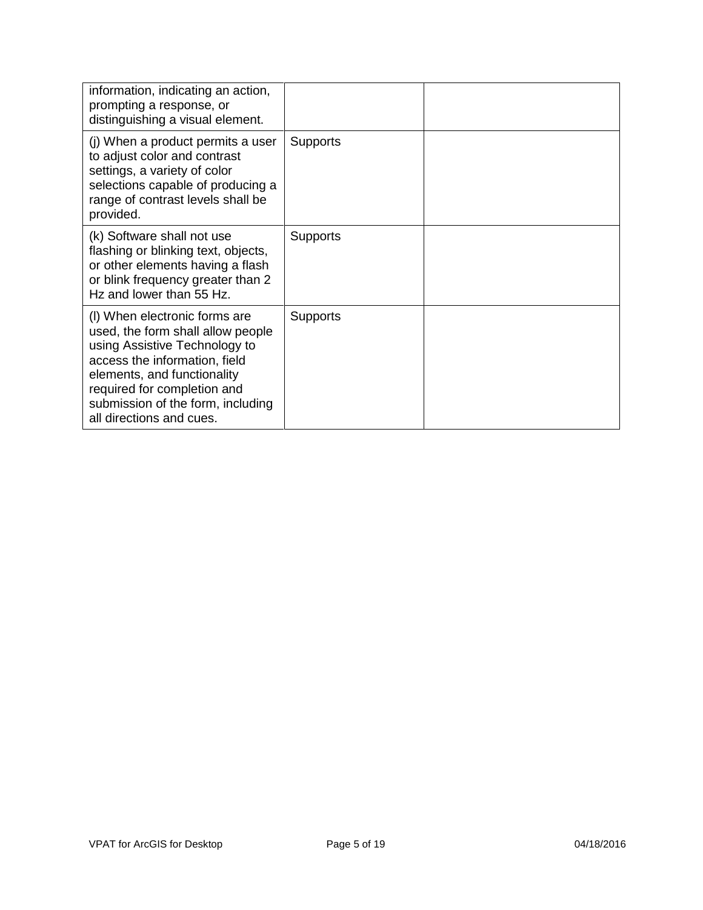| | | |
|---|---|---|
| information, indicating an action, prompting a response, or distinguishing a visual element. | | |
| (j) When a product permits a user to adjust color and contrast settings, a variety of color selections capable of producing a range of contrast levels shall be provided. | Supports | |
| (k) Software shall not use flashing or blinking text, objects, or other elements having a flash or blink frequency greater than 2 Hz and lower than 55 Hz. | Supports | |
| (l) When electronic forms are used, the form shall allow people using Assistive Technology to access the information, field elements, and functionality required for completion and submission of the form, including all directions and cues. | Supports | |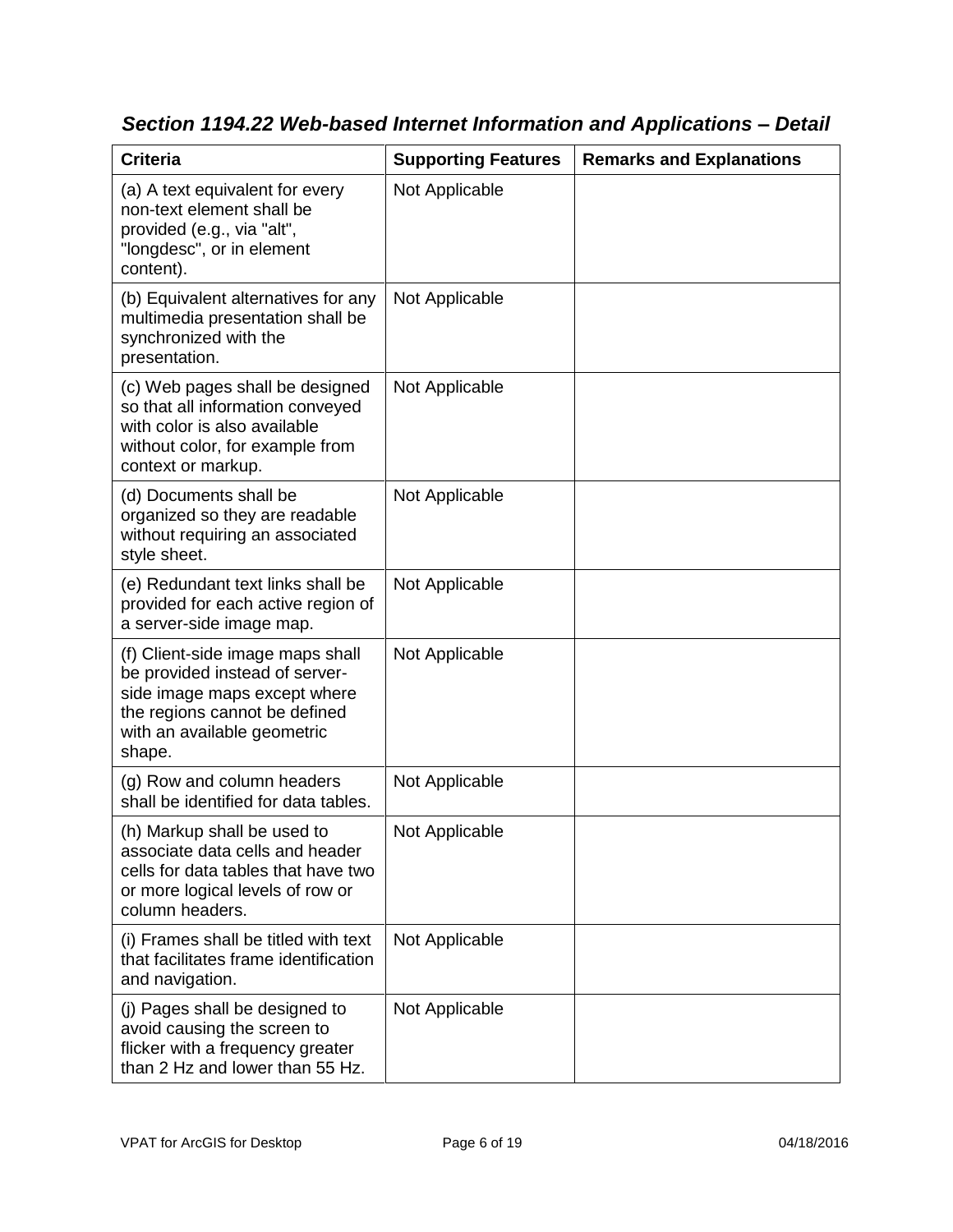## *Section 1194.22 Web-based Internet Information and Applications – Detail*

| Criteria | Supporting Features | Remarks and Explanations |
|---|---|---|
| (a) A text equivalent for every non-text element shall be provided (e.g., via "alt", "longdesc", or in element content). | Not Applicable | |
| (b) Equivalent alternatives for any multimedia presentation shall be synchronized with the presentation. | Not Applicable | |
| (c) Web pages shall be designed so that all information conveyed with color is also available without color, for example from context or markup. | Not Applicable | |
| (d) Documents shall be organized so they are readable without requiring an associated style sheet. | Not Applicable | |
| (e) Redundant text links shall be provided for each active region of a server-side image map. | Not Applicable | |
| (f) Client-side image maps shall be provided instead of server-side image maps except where the regions cannot be defined with an available geometric shape. | Not Applicable | |
| (g) Row and column headers shall be identified for data tables. | Not Applicable | |
| (h) Markup shall be used to associate data cells and header cells for data tables that have two or more logical levels of row or column headers. | Not Applicable | |
| (i) Frames shall be titled with text that facilitates frame identification and navigation. | Not Applicable | |
| (j) Pages shall be designed to avoid causing the screen to flicker with a frequency greater than 2 Hz and lower than 55 Hz. | Not Applicable | |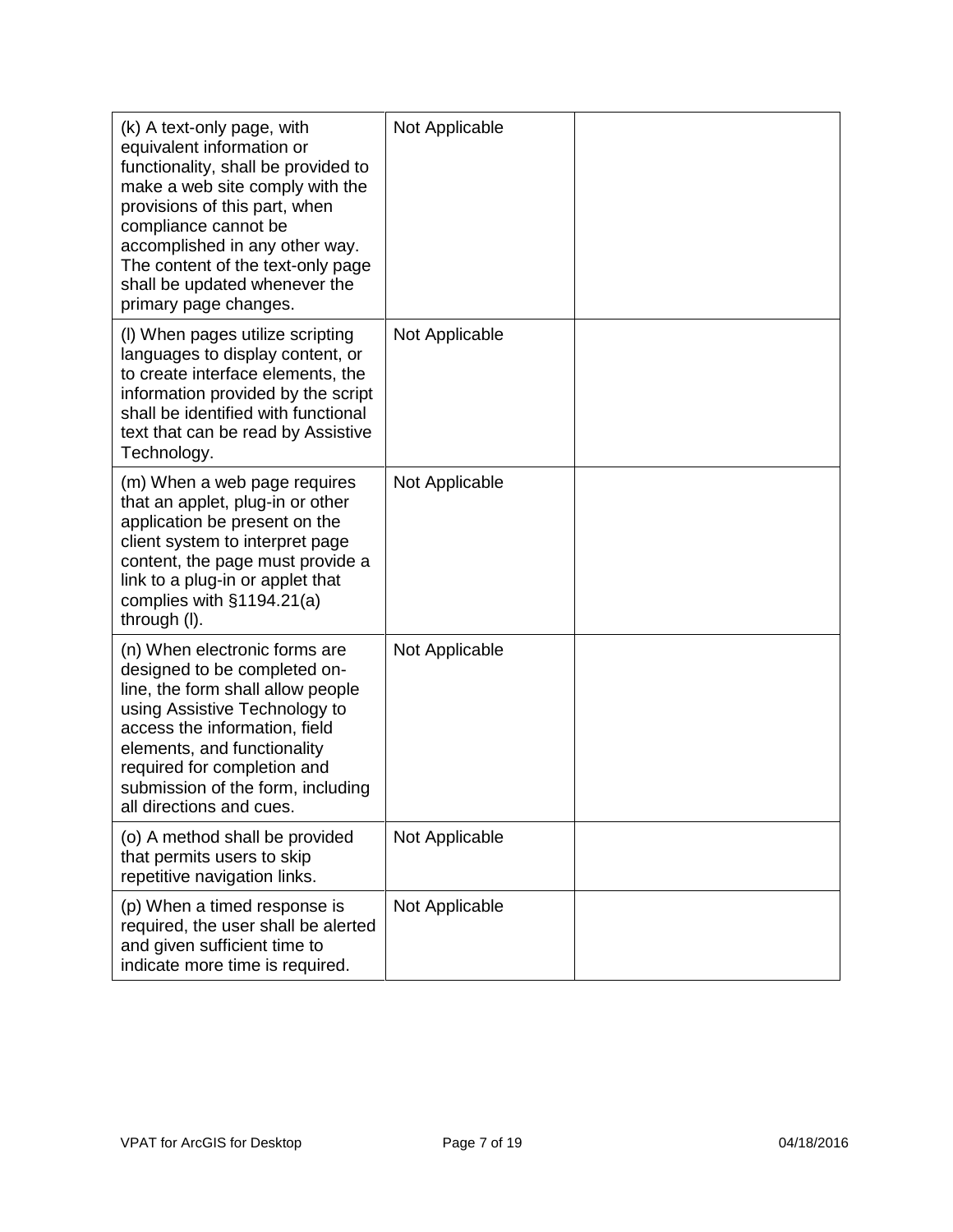| | | |
|---|---|---|
| (k) A text-only page, with equivalent information or functionality, shall be provided to make a web site comply with the provisions of this part, when compliance cannot be accomplished in any other way. The content of the text-only page shall be updated whenever the primary page changes. | Not Applicable | |
| (l) When pages utilize scripting languages to display content, or to create interface elements, the information provided by the script shall be identified with functional text that can be read by Assistive Technology. | Not Applicable | |
| (m) When a web page requires that an applet, plug-in or other application be present on the client system to interpret page content, the page must provide a link to a plug-in or applet that complies with §1194.21(a) through (l). | Not Applicable | |
| (n) When electronic forms are designed to be completed on-line, the form shall allow people using Assistive Technology to access the information, field elements, and functionality required for completion and submission of the form, including all directions and cues. | Not Applicable | |
| (o) A method shall be provided that permits users to skip repetitive navigation links. | Not Applicable | |
| (p) When a timed response is required, the user shall be alerted and given sufficient time to indicate more time is required. | Not Applicable | |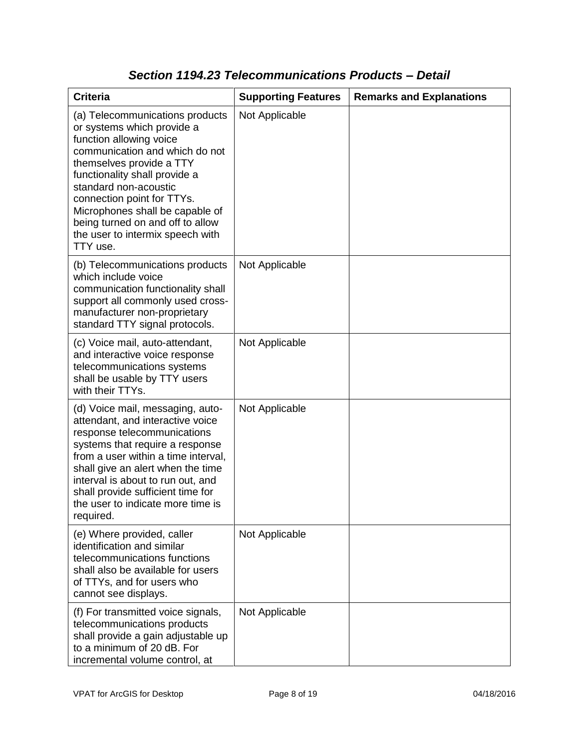## *Section 1194.23 Telecommunications Products – Detail*

| Criteria | Supporting Features | Remarks and Explanations |
|---|---|---|
| (a) Telecommunications products or systems which provide a function allowing voice communication and which do not themselves provide a TTY functionality shall provide a standard non-acoustic connection point for TTYs. Microphones shall be capable of being turned on and off to allow the user to intermix speech with TTY use. | Not Applicable | |
| (b) Telecommunications products which include voice communication functionality shall support all commonly used cross-manufacturer non-proprietary standard TTY signal protocols. | Not Applicable | |
| (c) Voice mail, auto-attendant, and interactive voice response telecommunications systems shall be usable by TTY users with their TTYs. | Not Applicable | |
| (d) Voice mail, messaging, auto-attendant, and interactive voice response telecommunications systems that require a response from a user within a time interval, shall give an alert when the time interval is about to run out, and shall provide sufficient time for the user to indicate more time is required. | Not Applicable | |
| (e) Where provided, caller identification and similar telecommunications functions shall also be available for users of TTYs, and for users who cannot see displays. | Not Applicable | |
| (f) For transmitted voice signals, telecommunications products shall provide a gain adjustable up to a minimum of 20 dB. For incremental volume control, at | Not Applicable | |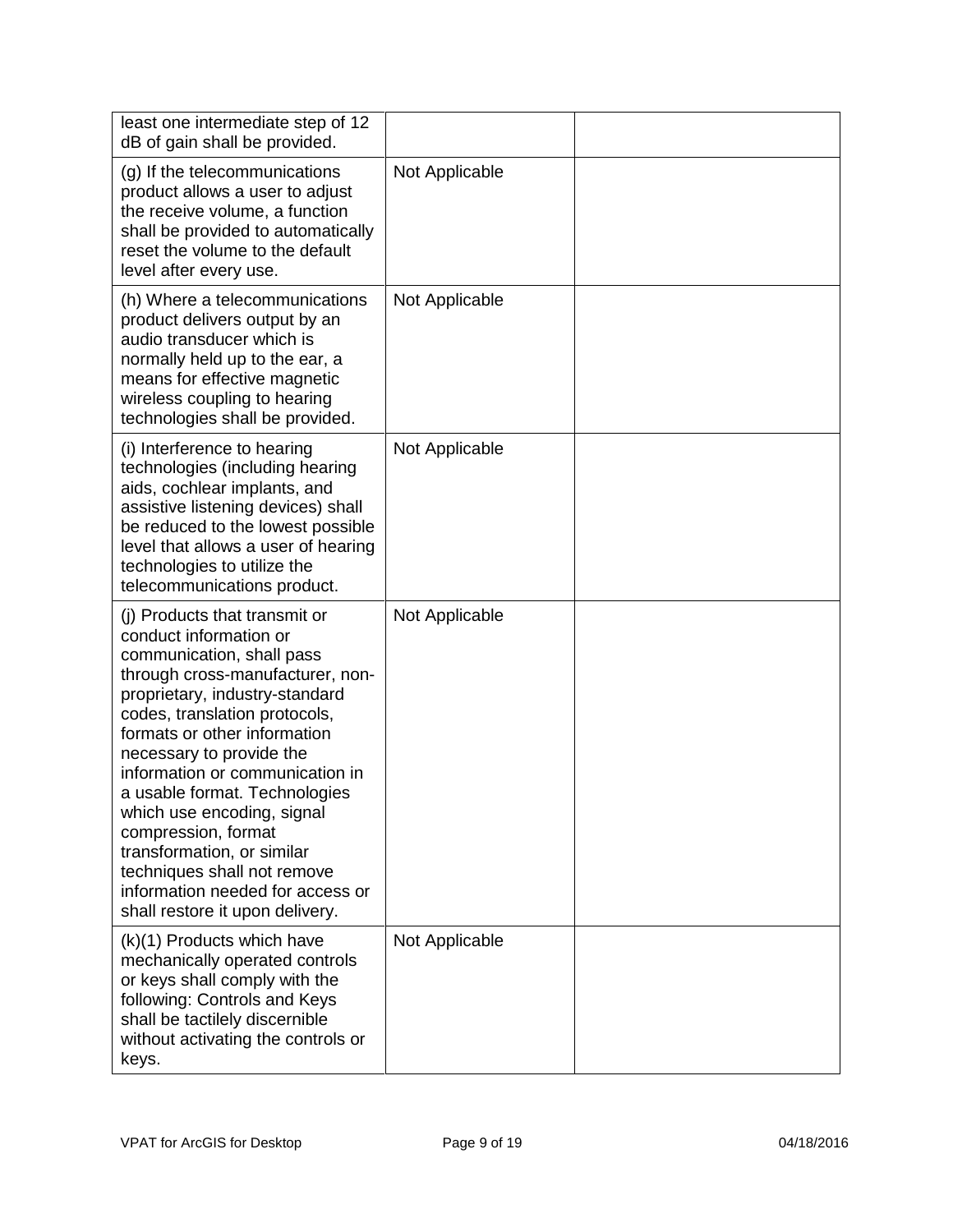| | | |
|---|---|---|
| least one intermediate step of 12 dB of gain shall be provided. | | |
| (g) If the telecommunications product allows a user to adjust the receive volume, a function shall be provided to automatically reset the volume to the default level after every use. | Not Applicable | |
| (h) Where a telecommunications product delivers output by an audio transducer which is normally held up to the ear, a means for effective magnetic wireless coupling to hearing technologies shall be provided. | Not Applicable | |
| (i) Interference to hearing technologies (including hearing aids, cochlear implants, and assistive listening devices) shall be reduced to the lowest possible level that allows a user of hearing technologies to utilize the telecommunications product. | Not Applicable | |
| (j) Products that transmit or conduct information or communication, shall pass through cross-manufacturer, non-proprietary, industry-standard codes, translation protocols, formats or other information necessary to provide the information or communication in a usable format. Technologies which use encoding, signal compression, format transformation, or similar techniques shall not remove information needed for access or shall restore it upon delivery. | Not Applicable | |
| (k)(1) Products which have mechanically operated controls or keys shall comply with the following: Controls and Keys shall be tactilely discernible without activating the controls or keys. | Not Applicable | |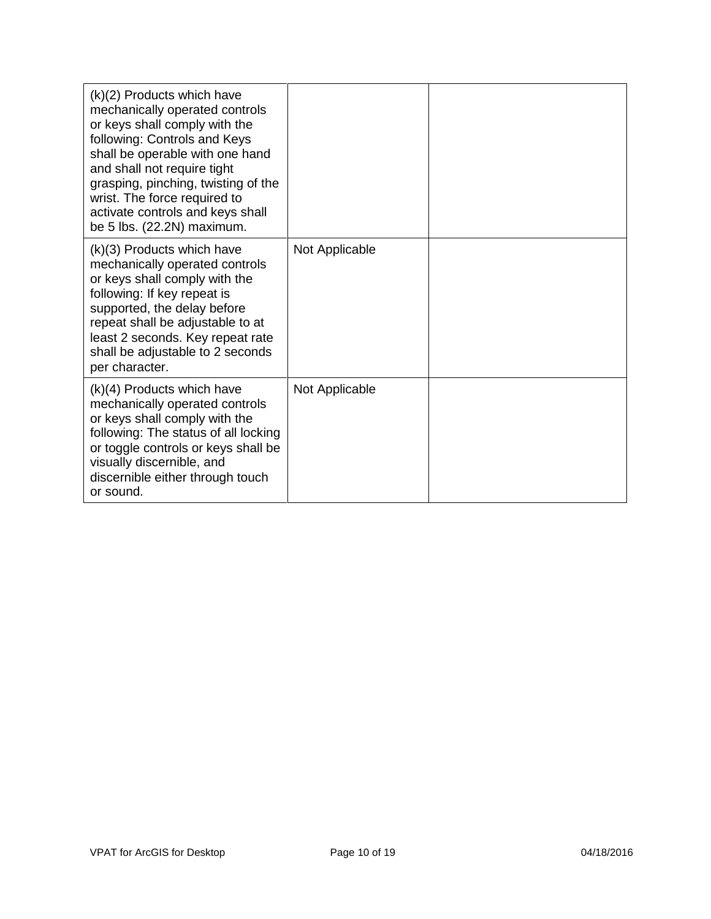| | | |
|---|---|---|
| (k)(2) Products which have mechanically operated controls or keys shall comply with the following: Controls and Keys shall be operable with one hand and shall not require tight grasping, pinching, twisting of the wrist. The force required to activate controls and keys shall be 5 lbs. (22.2N) maximum. | | |
| (k)(3) Products which have mechanically operated controls or keys shall comply with the following: If key repeat is supported, the delay before repeat shall be adjustable to at least 2 seconds. Key repeat rate shall be adjustable to 2 seconds per character. | Not Applicable | |
| (k)(4) Products which have mechanically operated controls or keys shall comply with the following: The status of all locking or toggle controls or keys shall be visually discernible, and discernible either through touch or sound. | Not Applicable | |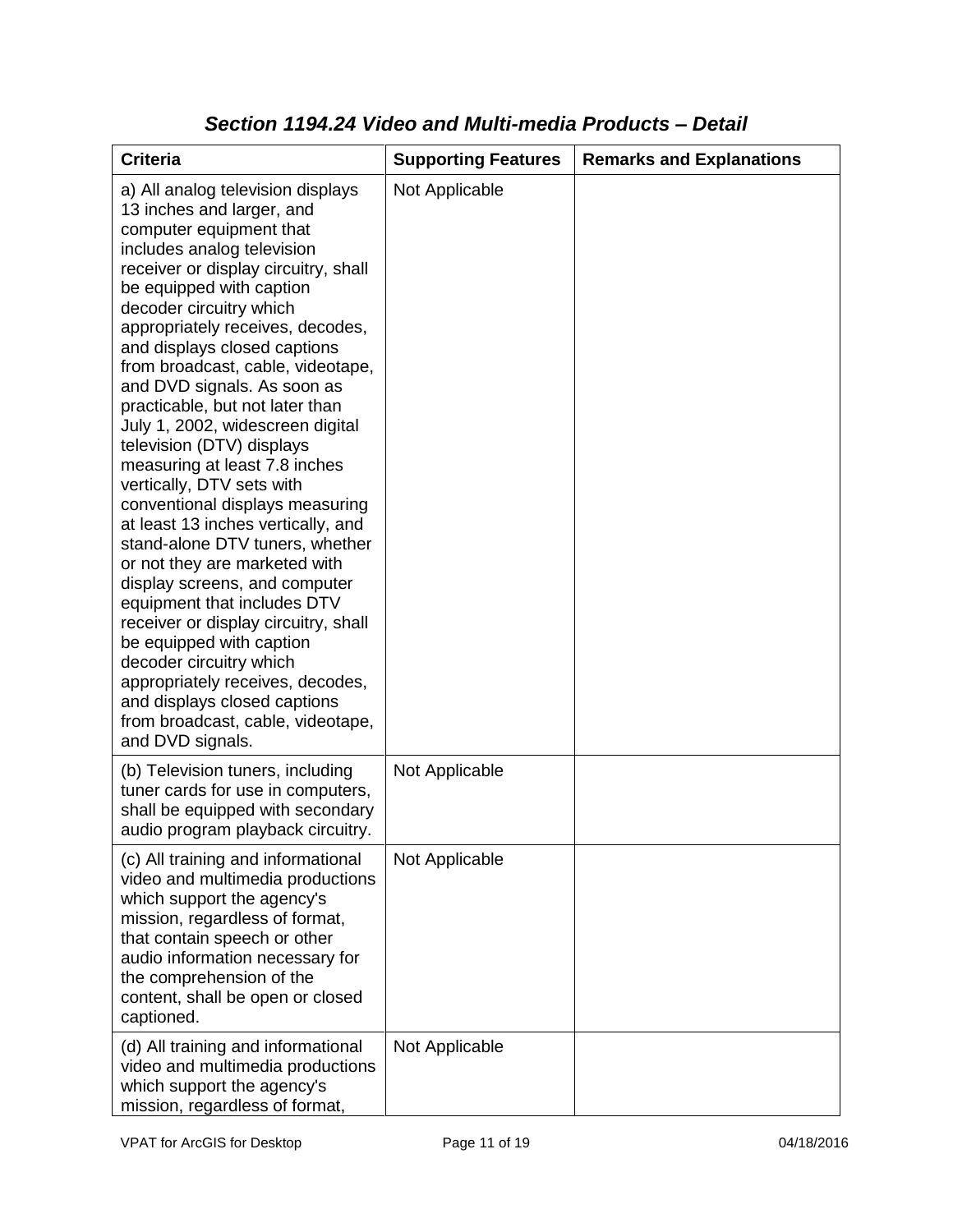## *Section 1194.24 Video and Multi-media Products – Detail*

| Criteria | Supporting Features | Remarks and Explanations |
| --- | --- | --- |
| a) All analog television displays 13 inches and larger, and computer equipment that includes analog television receiver or display circuitry, shall be equipped with caption decoder circuitry which appropriately receives, decodes, and displays closed captions from broadcast, cable, videotape, and DVD signals. As soon as practicable, but not later than July 1, 2002, widescreen digital television (DTV) displays measuring at least 7.8 inches vertically, DTV sets with conventional displays measuring at least 13 inches vertically, and stand-alone DTV tuners, whether or not they are marketed with display screens, and computer equipment that includes DTV receiver or display circuitry, shall be equipped with caption decoder circuitry which appropriately receives, decodes, and displays closed captions from broadcast, cable, videotape, and DVD signals. | Not Applicable | |
| (b) Television tuners, including tuner cards for use in computers, shall be equipped with secondary audio program playback circuitry. | Not Applicable | |
| (c) All training and informational video and multimedia productions which support the agency's mission, regardless of format, that contain speech or other audio information necessary for the comprehension of the content, shall be open or closed captioned. | Not Applicable | |
| (d) All training and informational video and multimedia productions which support the agency's mission, regardless of format, | Not Applicable | |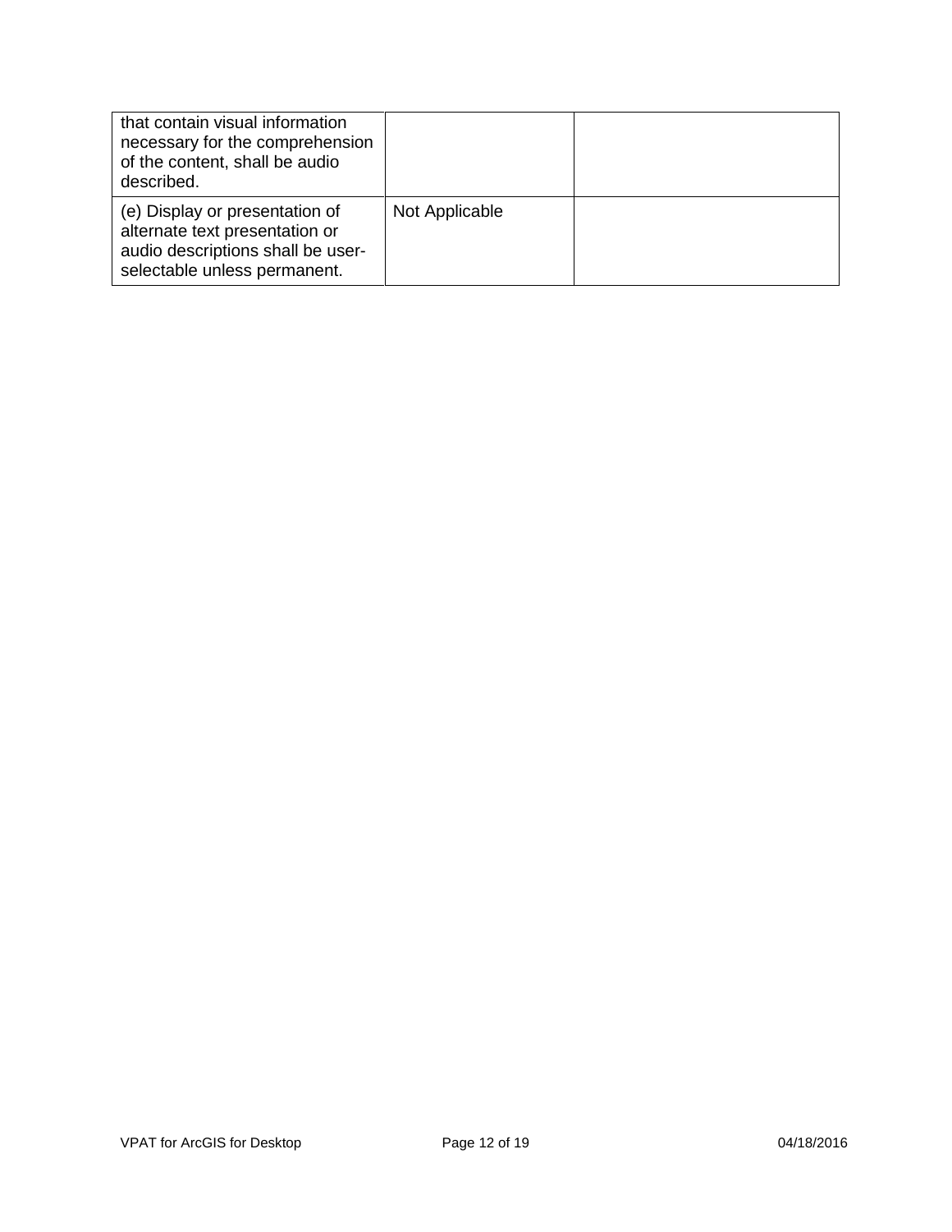| | | |
|---|---|---|
| that contain visual information necessary for the comprehension of the content, shall be audio described. | | |
| (e) Display or presentation of alternate text presentation or audio descriptions shall be user-selectable unless permanent. | Not Applicable | |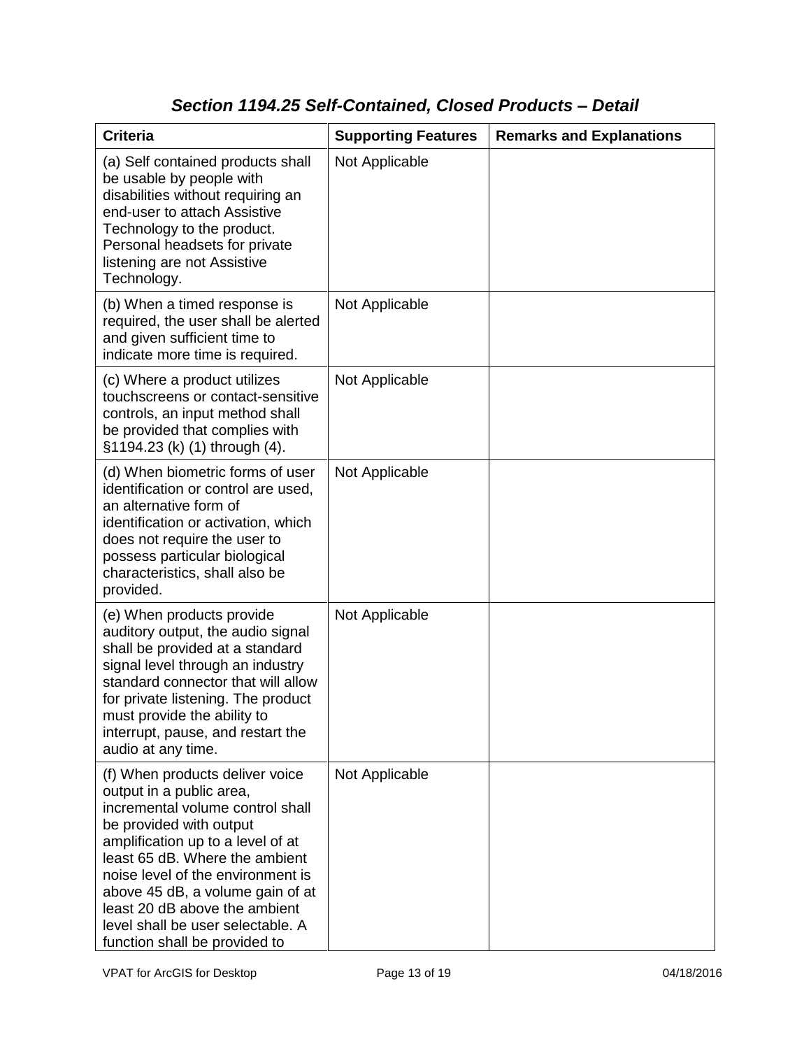### *Section 1194.25 Self-Contained, Closed Products – Detail*

| Criteria | Supporting Features | Remarks and Explanations |
|---|---|---|
| (a) Self contained products shall be usable by people with disabilities without requiring an end-user to attach Assistive Technology to the product. Personal headsets for private listening are not Assistive Technology. | Not Applicable | |
| (b) When a timed response is required, the user shall be alerted and given sufficient time to indicate more time is required. | Not Applicable | |
| (c) Where a product utilizes touchscreens or contact-sensitive controls, an input method shall be provided that complies with §1194.23 (k) (1) through (4). | Not Applicable | |
| (d) When biometric forms of user identification or control are used, an alternative form of identification or activation, which does not require the user to possess particular biological characteristics, shall also be provided. | Not Applicable | |
| (e) When products provide auditory output, the audio signal shall be provided at a standard signal level through an industry standard connector that will allow for private listening. The product must provide the ability to interrupt, pause, and restart the audio at any time. | Not Applicable | |
| (f) When products deliver voice output in a public area, incremental volume control shall be provided with output amplification up to a level of at least 65 dB. Where the ambient noise level of the environment is above 45 dB, a volume gain of at least 20 dB above the ambient level shall be user selectable. A function shall be provided to | Not Applicable | |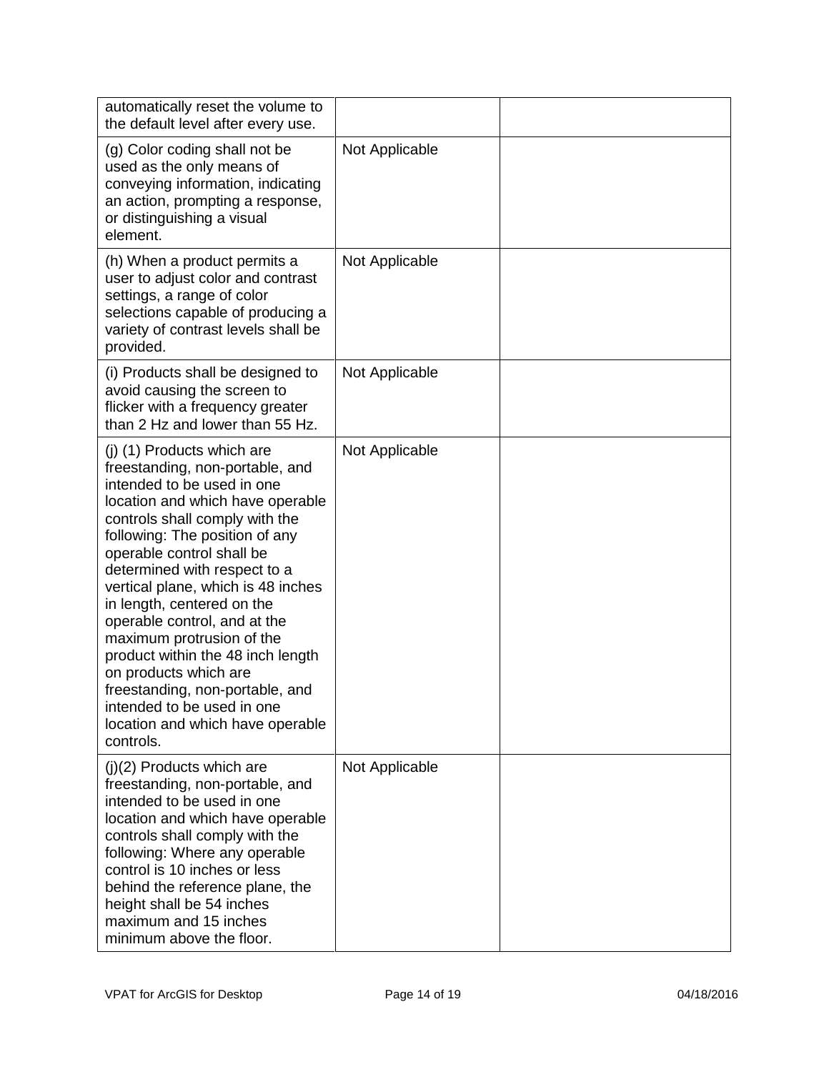| | | |
|---|---|---|
| automatically reset the volume to the default level after every use. | | |
| (g) Color coding shall not be used as the only means of conveying information, indicating an action, prompting a response, or distinguishing a visual element. | Not Applicable | |
| (h) When a product permits a user to adjust color and contrast settings, a range of color selections capable of producing a variety of contrast levels shall be provided. | Not Applicable | |
| (i) Products shall be designed to avoid causing the screen to flicker with a frequency greater than 2 Hz and lower than 55 Hz. | Not Applicable | |
| (j) (1) Products which are freestanding, non-portable, and intended to be used in one location and which have operable controls shall comply with the following: The position of any operable control shall be determined with respect to a vertical plane, which is 48 inches in length, centered on the operable control, and at the maximum protrusion of the product within the 48 inch length on products which are freestanding, non-portable, and intended to be used in one location and which have operable controls. | Not Applicable | |
| (j)(2) Products which are freestanding, non-portable, and intended to be used in one location and which have operable controls shall comply with the following: Where any operable control is 10 inches or less behind the reference plane, the height shall be 54 inches maximum and 15 inches minimum above the floor. | Not Applicable | |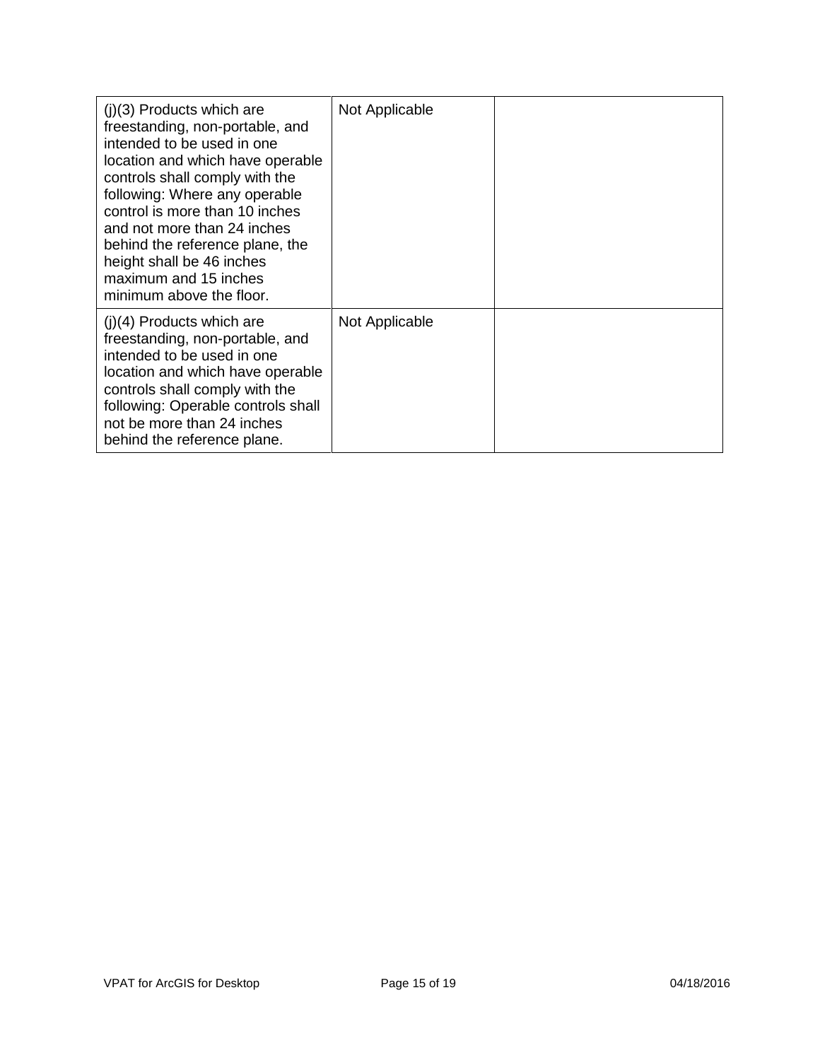| | | |
|---|---|---|
| (j)(3) Products which are freestanding, non-portable, and intended to be used in one location and which have operable controls shall comply with the following: Where any operable control is more than 10 inches and not more than 24 inches behind the reference plane, the height shall be 46 inches maximum and 15 inches minimum above the floor. | Not Applicable | |
| (j)(4) Products which are freestanding, non-portable, and intended to be used in one location and which have operable controls shall comply with the following: Operable controls shall not be more than 24 inches behind the reference plane. | Not Applicable | |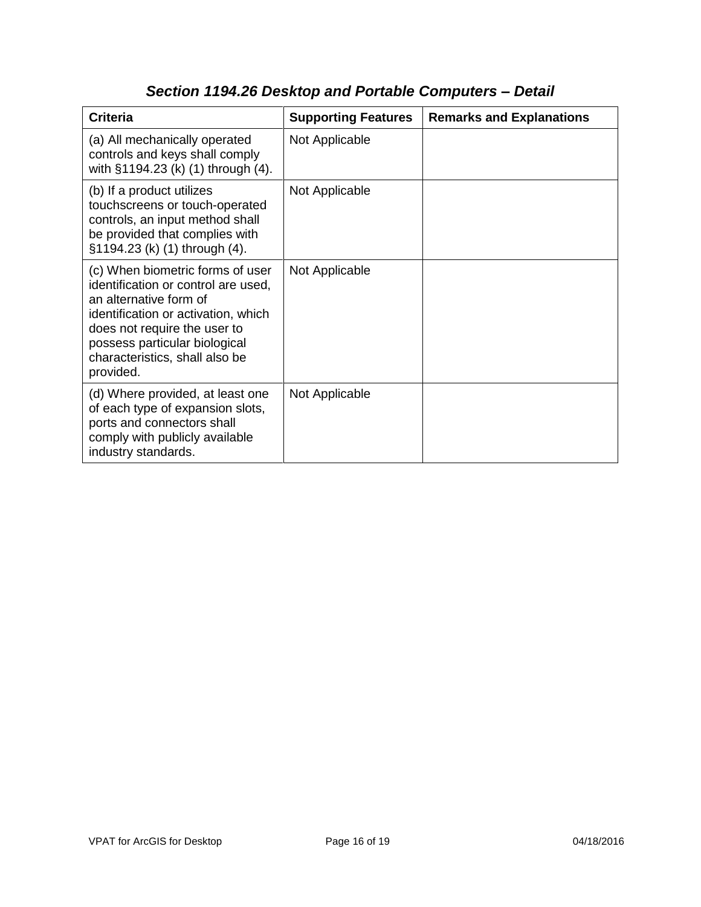## *Section 1194.26 Desktop and Portable Computers – Detail*

| Criteria | Supporting Features | Remarks and Explanations |
|---|---|---|
| (a) All mechanically operated controls and keys shall comply with §1194.23 (k) (1) through (4). | Not Applicable | |
| (b) If a product utilizes touchscreens or touch-operated controls, an input method shall be provided that complies with §1194.23 (k) (1) through (4). | Not Applicable | |
| (c) When biometric forms of user identification or control are used, an alternative form of identification or activation, which does not require the user to possess particular biological characteristics, shall also be provided. | Not Applicable | |
| (d) Where provided, at least one of each type of expansion slots, ports and connectors shall comply with publicly available industry standards. | Not Applicable | |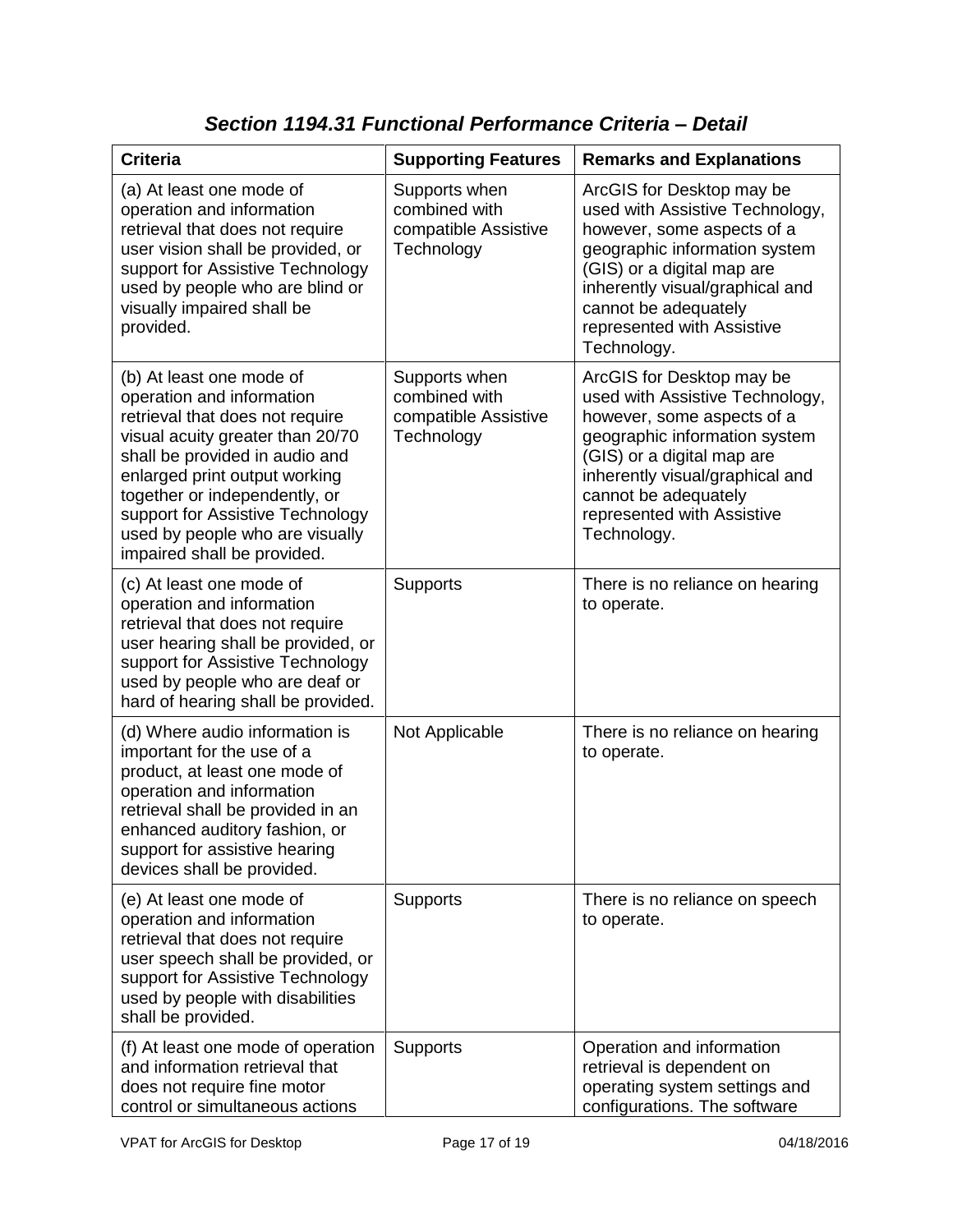### *Section 1194.31 Functional Performance Criteria – Detail*

| Criteria | Supporting Features | Remarks and Explanations |
| --- | --- | --- |
| (a) At least one mode of operation and information retrieval that does not require user vision shall be provided, or support for Assistive Technology used by people who are blind or visually impaired shall be provided. | Supports when combined with compatible Assistive Technology | ArcGIS for Desktop may be used with Assistive Technology, however, some aspects of a geographic information system (GIS) or a digital map are inherently visual/graphical and cannot be adequately represented with Assistive Technology. |
| (b) At least one mode of operation and information retrieval that does not require visual acuity greater than 20/70 shall be provided in audio and enlarged print output working together or independently, or support for Assistive Technology used by people who are visually impaired shall be provided. | Supports when combined with compatible Assistive Technology | ArcGIS for Desktop may be used with Assistive Technology, however, some aspects of a geographic information system (GIS) or a digital map are inherently visual/graphical and cannot be adequately represented with Assistive Technology. |
| (c) At least one mode of operation and information retrieval that does not require user hearing shall be provided, or support for Assistive Technology used by people who are deaf or hard of hearing shall be provided. | Supports | There is no reliance on hearing to operate. |
| (d) Where audio information is important for the use of a product, at least one mode of operation and information retrieval shall be provided in an enhanced auditory fashion, or support for assistive hearing devices shall be provided. | Not Applicable | There is no reliance on hearing to operate. |
| (e) At least one mode of operation and information retrieval that does not require user speech shall be provided, or support for Assistive Technology used by people with disabilities shall be provided. | Supports | There is no reliance on speech to operate. |
| (f) At least one mode of operation and information retrieval that does not require fine motor control or simultaneous actions | Supports | Operation and information retrieval is dependent on operating system settings and configurations. The software |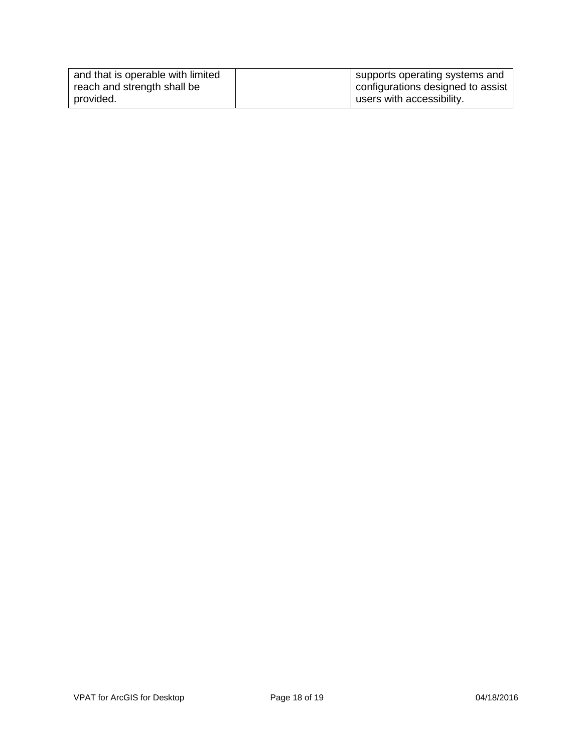| | | |
|---|---|---|
| and that is operable with limited reach and strength shall be provided. | | supports operating systems and configurations designed to assist users with accessibility. |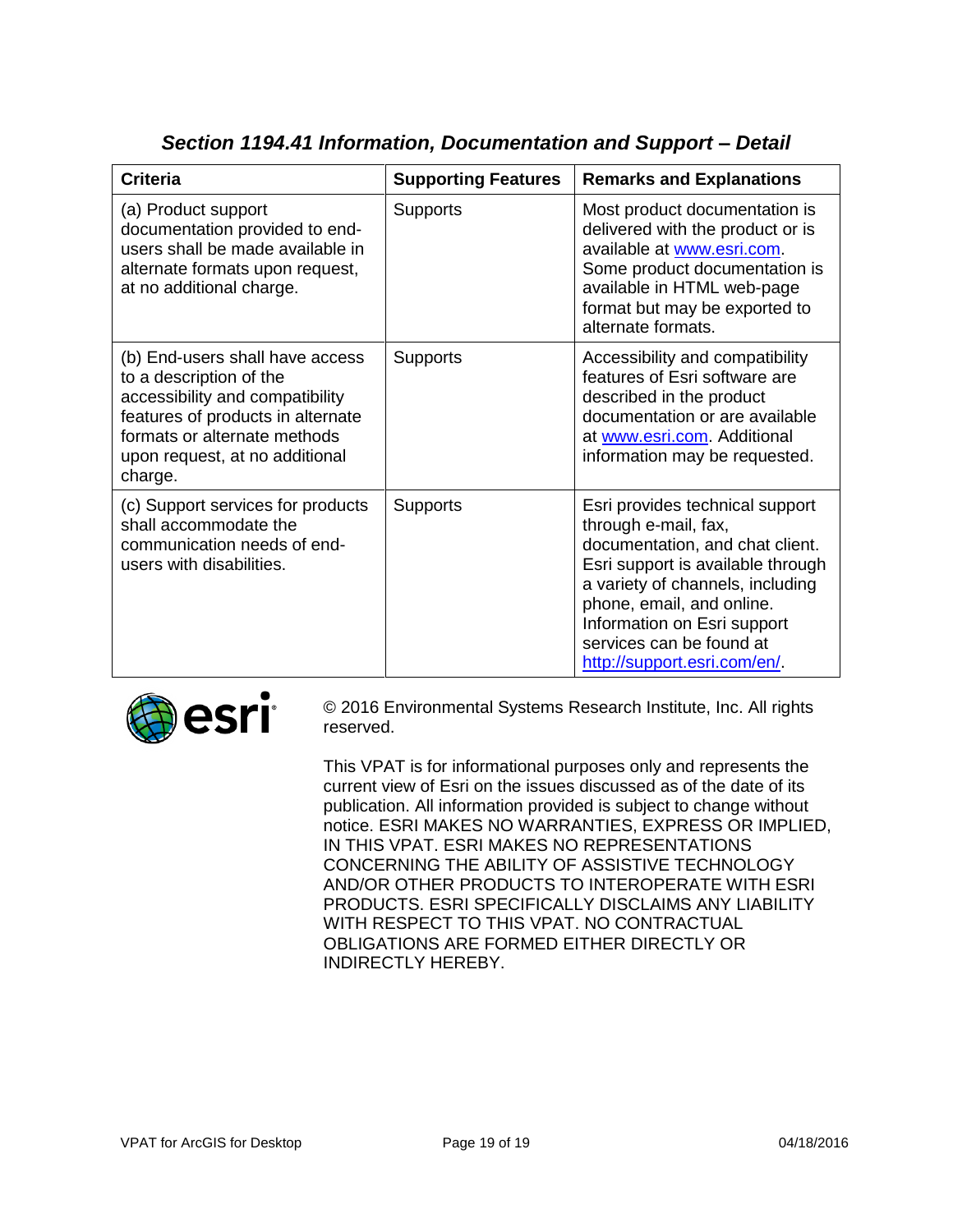### *Section 1194.41 Information, Documentation and Support – Detail*

| Criteria | Supporting Features | Remarks and Explanations |
|---|---|---|
| (a) Product support documentation provided to end-users shall be made available in alternate formats upon request, at no additional charge. | Supports | Most product documentation is delivered with the product or is available at www.esri.com. Some product documentation is available in HTML web-page format but may be exported to alternate formats. |
| (b) End-users shall have access to a description of the accessibility and compatibility features of products in alternate formats or alternate methods upon request, at no additional charge. | Supports | Accessibility and compatibility features of Esri software are described in the product documentation or are available at www.esri.com. Additional information may be requested. |
| (c) Support services for products shall accommodate the communication needs of end-users with disabilities. | Supports | Esri provides technical support through e-mail, fax, documentation, and chat client. Esri support is available through a variety of channels, including phone, email, and online. Information on Esri support services can be found at http://support.esri.com/en/. |

© 2016 Environmental Systems Research Institute, Inc. All rights reserved.

This VPAT is for informational purposes only and represents the current view of Esri on the issues discussed as of the date of its publication. All information provided is subject to change without notice. ESRI MAKES NO WARRANTIES, EXPRESS OR IMPLIED, IN THIS VPAT. ESRI MAKES NO REPRESENTATIONS CONCERNING THE ABILITY OF ASSISTIVE TECHNOLOGY AND/OR OTHER PRODUCTS TO INTEROPERATE WITH ESRI PRODUCTS. ESRI SPECIFICALLY DISCLAIMS ANY LIABILITY WITH RESPECT TO THIS VPAT. NO CONTRACTUAL OBLIGATIONS ARE FORMED EITHER DIRECTLY OR INDIRECTLY HEREBY.